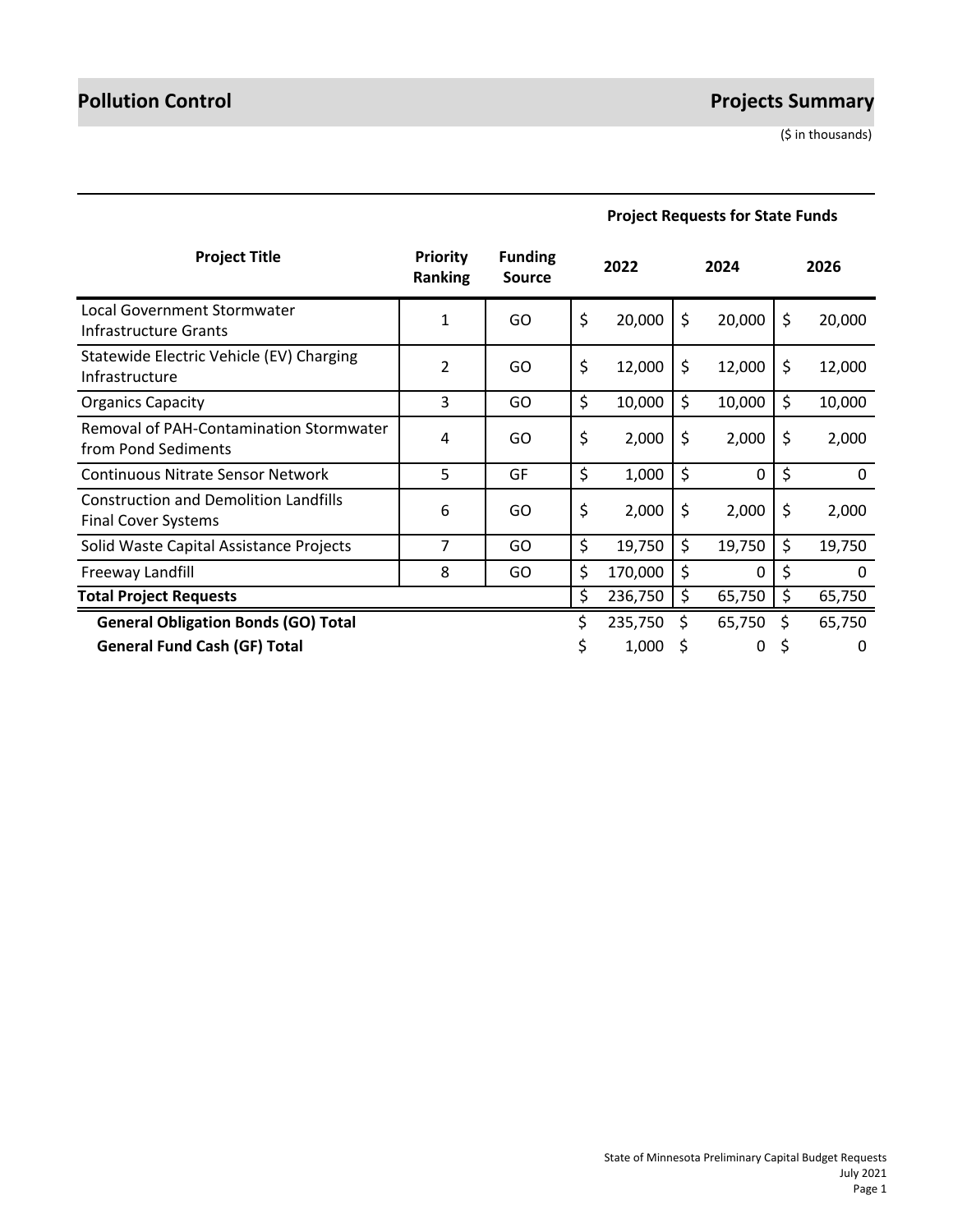# Pollution Control

## Projects Summary

($ in thousands)

| Project Title | Priority Ranking | Funding Source | Project Requests for State Funds | | |
|---|---|---|---|---|---|
| | | | 2022 | 2024 | 2026 |
| Local Government Stormwater Infrastructure Grants | 1 | GO | $ 20,000 | $ 20,000 | $ 20,000 |
| Statewide Electric Vehicle (EV) Charging Infrastructure | 2 | GO | $ 12,000 | $ 12,000 | $ 12,000 |
| Organics Capacity | 3 | GO | $ 10,000 | $ 10,000 | $ 10,000 |
| Removal of PAH-Contamination Stormwater from Pond Sediments | 4 | GO | $ 2,000 | $ 2,000 | $ 2,000 |
| Continuous Nitrate Sensor Network | 5 | GF | $ 1,000 | $ 0 | $ 0 |
| Construction and Demolition Landfills Final Cover Systems | 6 | GO | $ 2,000 | $ 2,000 | $ 2,000 |
| Solid Waste Capital Assistance Projects | 7 | GO | $ 19,750 | $ 19,750 | $ 19,750 |
| Freeway Landfill | 8 | GO | $ 170,000 | $ 0 | $ 0 |
| **Total Project Requests** | | | $ 236,750 | $ 65,750 | $ 65,750 |
| **General Obligation Bonds (GO) Total** | | | $ 235,750 | $ 65,750 | $ 65,750 |
| **General Fund Cash (GF) Total** | | | $ 1,000 | $ 0 | $ 0 |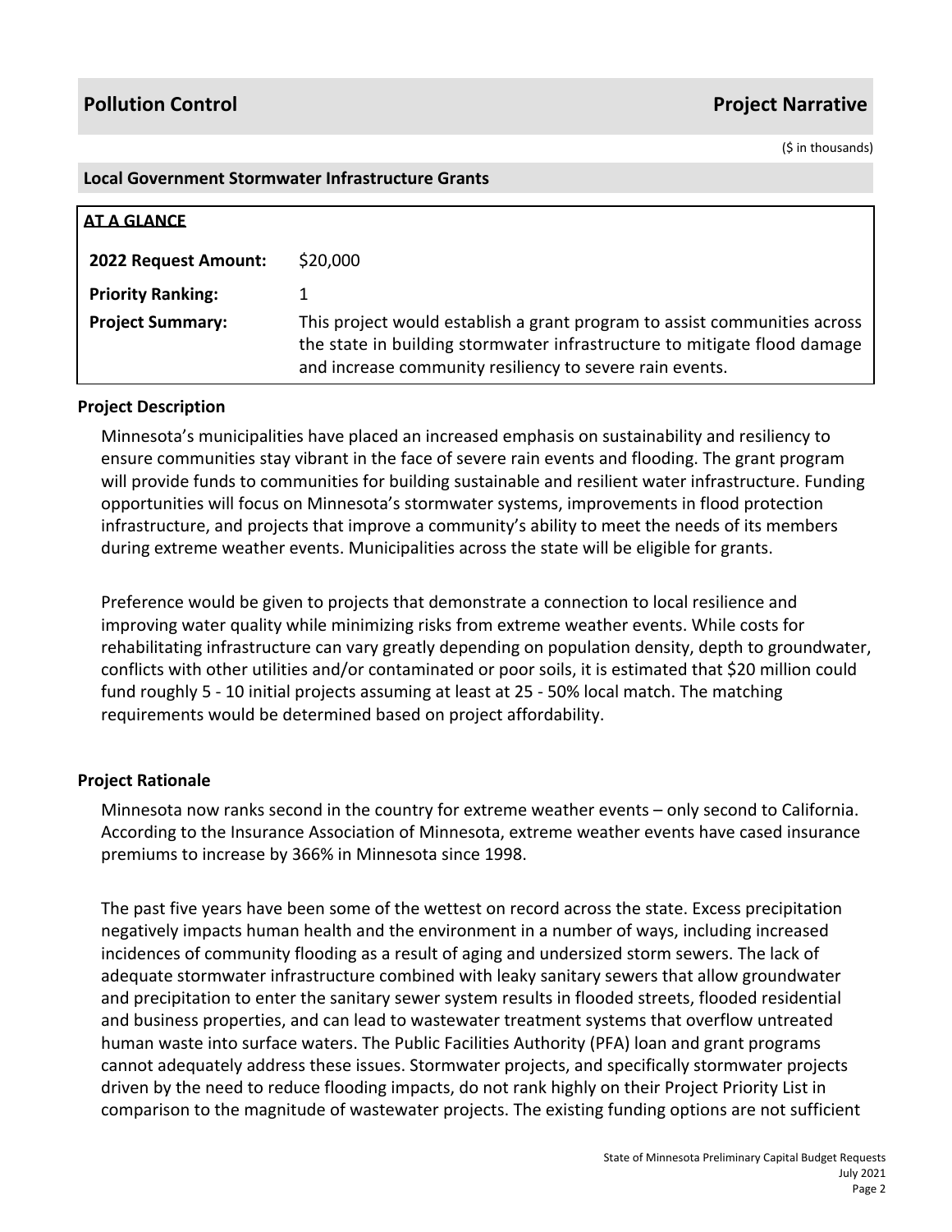## Pollution Control — Project Narrative

($ in thousands)

### Local Government Stormwater Infrastructure Grants

**AT A GLANCE**

| | |
|---|---|
| **2022 Request Amount:** | $20,000 |
| **Priority Ranking:** | 1 |
| **Project Summary:** | This project would establish a grant program to assist communities across the state in building stormwater infrastructure to mitigate flood damage and increase community resiliency to severe rain events. |

### Project Description

Minnesota's municipalities have placed an increased emphasis on sustainability and resiliency to ensure communities stay vibrant in the face of severe rain events and flooding. The grant program will provide funds to communities for building sustainable and resilient water infrastructure. Funding opportunities will focus on Minnesota's stormwater systems, improvements in flood protection infrastructure, and projects that improve a community's ability to meet the needs of its members during extreme weather events. Municipalities across the state will be eligible for grants.

Preference would be given to projects that demonstrate a connection to local resilience and improving water quality while minimizing risks from extreme weather events. While costs for rehabilitating infrastructure can vary greatly depending on population density, depth to groundwater, conflicts with other utilities and/or contaminated or poor soils, it is estimated that $20 million could fund roughly 5 - 10 initial projects assuming at least at 25 - 50% local match. The matching requirements would be determined based on project affordability.

### Project Rationale

Minnesota now ranks second in the country for extreme weather events – only second to California. According to the Insurance Association of Minnesota, extreme weather events have cased insurance premiums to increase by 366% in Minnesota since 1998.

The past five years have been some of the wettest on record across the state. Excess precipitation negatively impacts human health and the environment in a number of ways, including increased incidences of community flooding as a result of aging and undersized storm sewers. The lack of adequate stormwater infrastructure combined with leaky sanitary sewers that allow groundwater and precipitation to enter the sanitary sewer system results in flooded streets, flooded residential and business properties, and can lead to wastewater treatment systems that overflow untreated human waste into surface waters. The Public Facilities Authority (PFA) loan and grant programs cannot adequately address these issues. Stormwater projects, and specifically stormwater projects driven by the need to reduce flooding impacts, do not rank highly on their Project Priority List in comparison to the magnitude of wastewater projects. The existing funding options are not sufficient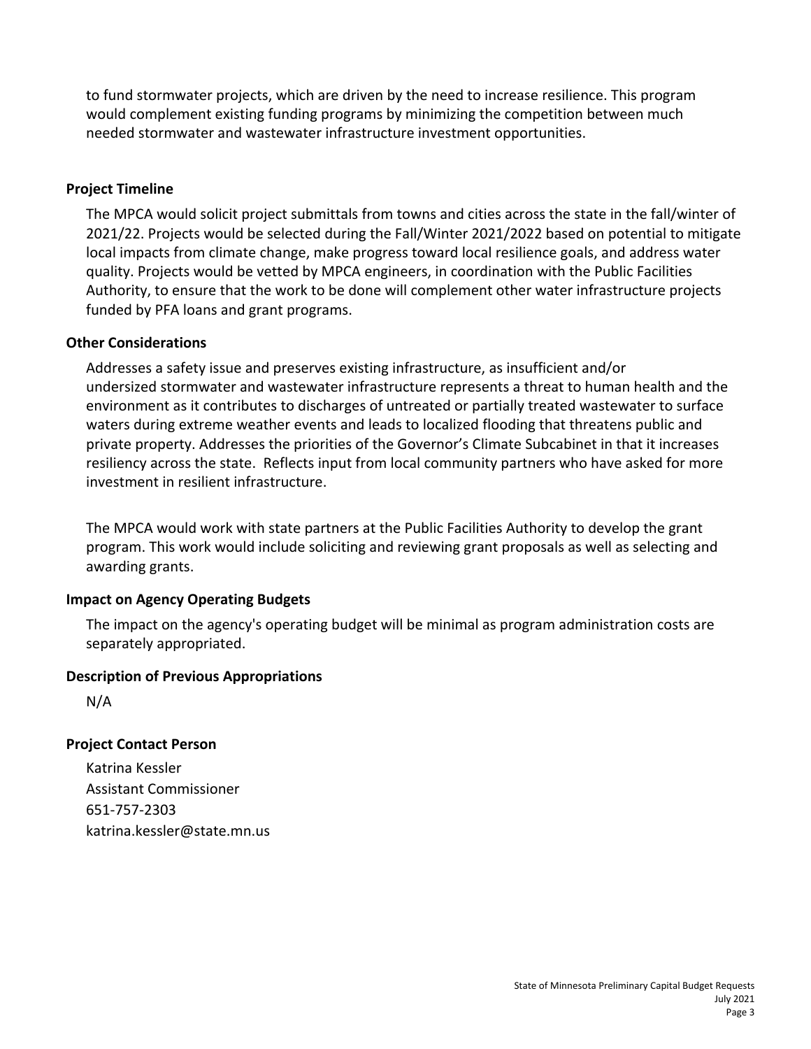to fund stormwater projects, which are driven by the need to increase resilience. This program would complement existing funding programs by minimizing the competition between much needed stormwater and wastewater infrastructure investment opportunities.

### Project Timeline

The MPCA would solicit project submittals from towns and cities across the state in the fall/winter of 2021/22. Projects would be selected during the Fall/Winter 2021/2022 based on potential to mitigate local impacts from climate change, make progress toward local resilience goals, and address water quality. Projects would be vetted by MPCA engineers, in coordination with the Public Facilities Authority, to ensure that the work to be done will complement other water infrastructure projects funded by PFA loans and grant programs.

### Other Considerations

Addresses a safety issue and preserves existing infrastructure, as insufficient and/or undersized stormwater and wastewater infrastructure represents a threat to human health and the environment as it contributes to discharges of untreated or partially treated wastewater to surface waters during extreme weather events and leads to localized flooding that threatens public and private property. Addresses the priorities of the Governor's Climate Subcabinet in that it increases resiliency across the state. Reflects input from local community partners who have asked for more investment in resilient infrastructure.

The MPCA would work with state partners at the Public Facilities Authority to develop the grant program. This work would include soliciting and reviewing grant proposals as well as selecting and awarding grants.

### Impact on Agency Operating Budgets

The impact on the agency's operating budget will be minimal as program administration costs are separately appropriated.

### Description of Previous Appropriations

N/A

### Project Contact Person

Katrina Kessler
Assistant Commissioner
651-757-2303
katrina.kessler@state.mn.us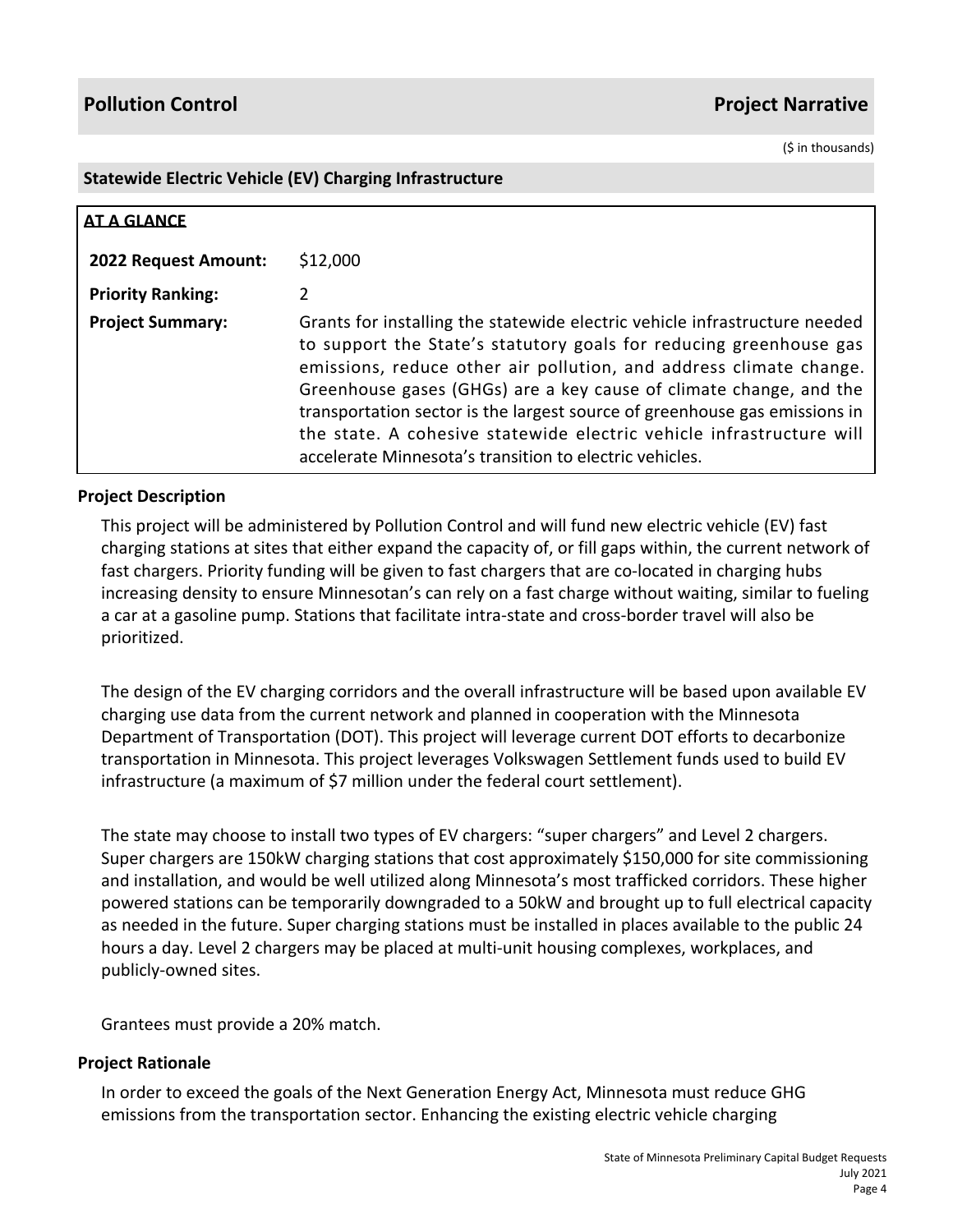## Pollution Control — Project Narrative

($ in thousands)

### Statewide Electric Vehicle (EV) Charging Infrastructure

**AT A GLANCE**

| | |
|---|---|
| **2022 Request Amount:** | $12,000 |
| **Priority Ranking:** | 2 |
| **Project Summary:** | Grants for installing the statewide electric vehicle infrastructure needed to support the State's statutory goals for reducing greenhouse gas emissions, reduce other air pollution, and address climate change. Greenhouse gases (GHGs) are a key cause of climate change, and the transportation sector is the largest source of greenhouse gas emissions in the state. A cohesive statewide electric vehicle infrastructure will accelerate Minnesota's transition to electric vehicles. |

#### Project Description

This project will be administered by Pollution Control and will fund new electric vehicle (EV) fast charging stations at sites that either expand the capacity of, or fill gaps within, the current network of fast chargers. Priority funding will be given to fast chargers that are co-located in charging hubs increasing density to ensure Minnesotan's can rely on a fast charge without waiting, similar to fueling a car at a gasoline pump. Stations that facilitate intra-state and cross-border travel will also be prioritized.

The design of the EV charging corridors and the overall infrastructure will be based upon available EV charging use data from the current network and planned in cooperation with the Minnesota Department of Transportation (DOT). This project will leverage current DOT efforts to decarbonize transportation in Minnesota. This project leverages Volkswagen Settlement funds used to build EV infrastructure (a maximum of $7 million under the federal court settlement).

The state may choose to install two types of EV chargers: "super chargers" and Level 2 chargers. Super chargers are 150kW charging stations that cost approximately $150,000 for site commissioning and installation, and would be well utilized along Minnesota's most trafficked corridors. These higher powered stations can be temporarily downgraded to a 50kW and brought up to full electrical capacity as needed in the future. Super charging stations must be installed in places available to the public 24 hours a day. Level 2 chargers may be placed at multi-unit housing complexes, workplaces, and publicly-owned sites.

Grantees must provide a 20% match.

#### Project Rationale

In order to exceed the goals of the Next Generation Energy Act, Minnesota must reduce GHG emissions from the transportation sector. Enhancing the existing electric vehicle charging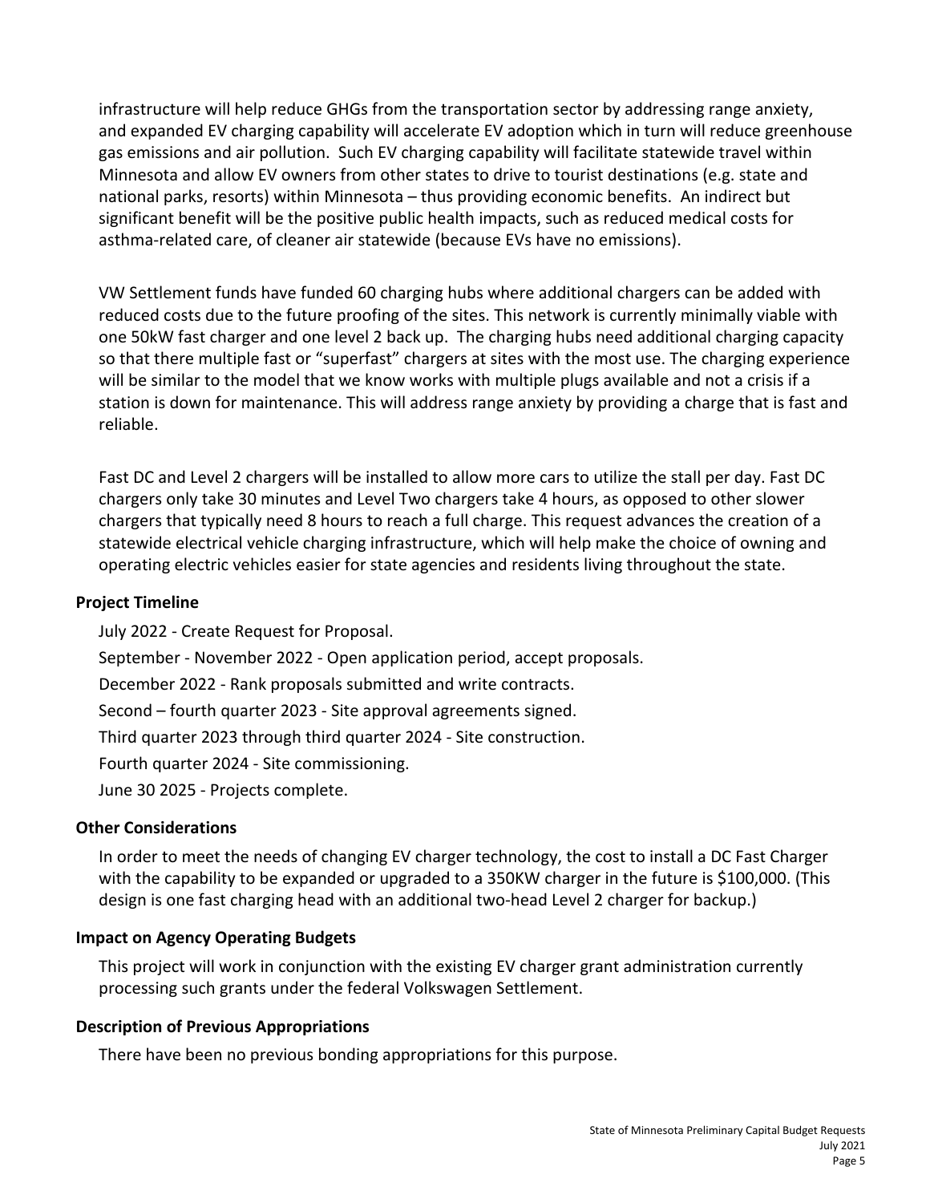infrastructure will help reduce GHGs from the transportation sector by addressing range anxiety, and expanded EV charging capability will accelerate EV adoption which in turn will reduce greenhouse gas emissions and air pollution. Such EV charging capability will facilitate statewide travel within Minnesota and allow EV owners from other states to drive to tourist destinations (e.g. state and national parks, resorts) within Minnesota – thus providing economic benefits. An indirect but significant benefit will be the positive public health impacts, such as reduced medical costs for asthma-related care, of cleaner air statewide (because EVs have no emissions).

VW Settlement funds have funded 60 charging hubs where additional chargers can be added with reduced costs due to the future proofing of the sites. This network is currently minimally viable with one 50kW fast charger and one level 2 back up. The charging hubs need additional charging capacity so that there multiple fast or "superfast" chargers at sites with the most use. The charging experience will be similar to the model that we know works with multiple plugs available and not a crisis if a station is down for maintenance. This will address range anxiety by providing a charge that is fast and reliable.

Fast DC and Level 2 chargers will be installed to allow more cars to utilize the stall per day. Fast DC chargers only take 30 minutes and Level Two chargers take 4 hours, as opposed to other slower chargers that typically need 8 hours to reach a full charge. This request advances the creation of a statewide electrical vehicle charging infrastructure, which will help make the choice of owning and operating electric vehicles easier for state agencies and residents living throughout the state.

**Project Timeline**

July 2022 - Create Request for Proposal.

September - November 2022 - Open application period, accept proposals.

December 2022 - Rank proposals submitted and write contracts.

Second – fourth quarter 2023 - Site approval agreements signed.

Third quarter 2023 through third quarter 2024 - Site construction.

Fourth quarter 2024 - Site commissioning.

June 30 2025 - Projects complete.

**Other Considerations**

In order to meet the needs of changing EV charger technology, the cost to install a DC Fast Charger with the capability to be expanded or upgraded to a 350KW charger in the future is $100,000. (This design is one fast charging head with an additional two-head Level 2 charger for backup.)

**Impact on Agency Operating Budgets**

This project will work in conjunction with the existing EV charger grant administration currently processing such grants under the federal Volkswagen Settlement.

**Description of Previous Appropriations**

There have been no previous bonding appropriations for this purpose.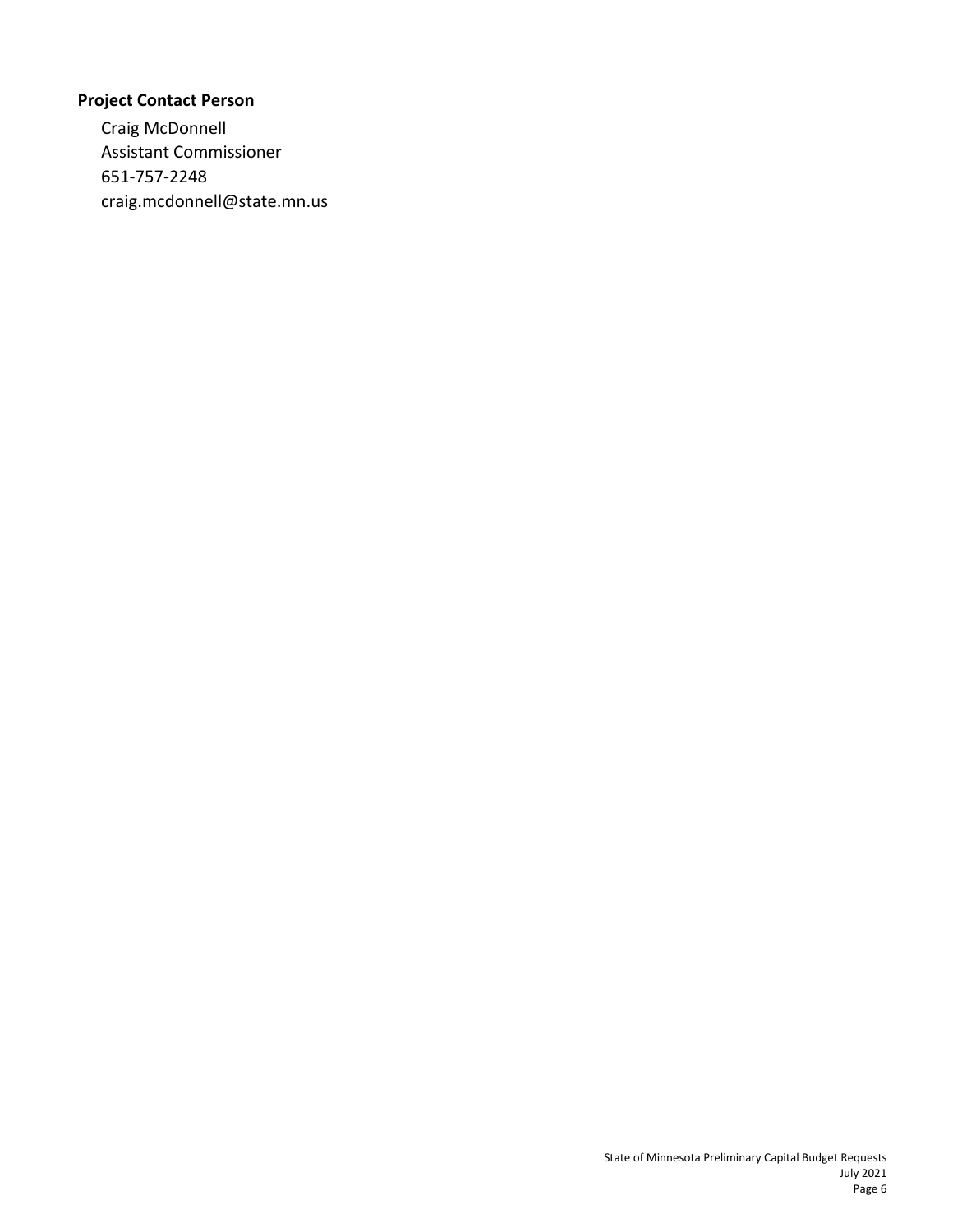## Project Contact Person

Craig McDonnell  
Assistant Commissioner  
651-757-2248  
craig.mcdonnell@state.mn.us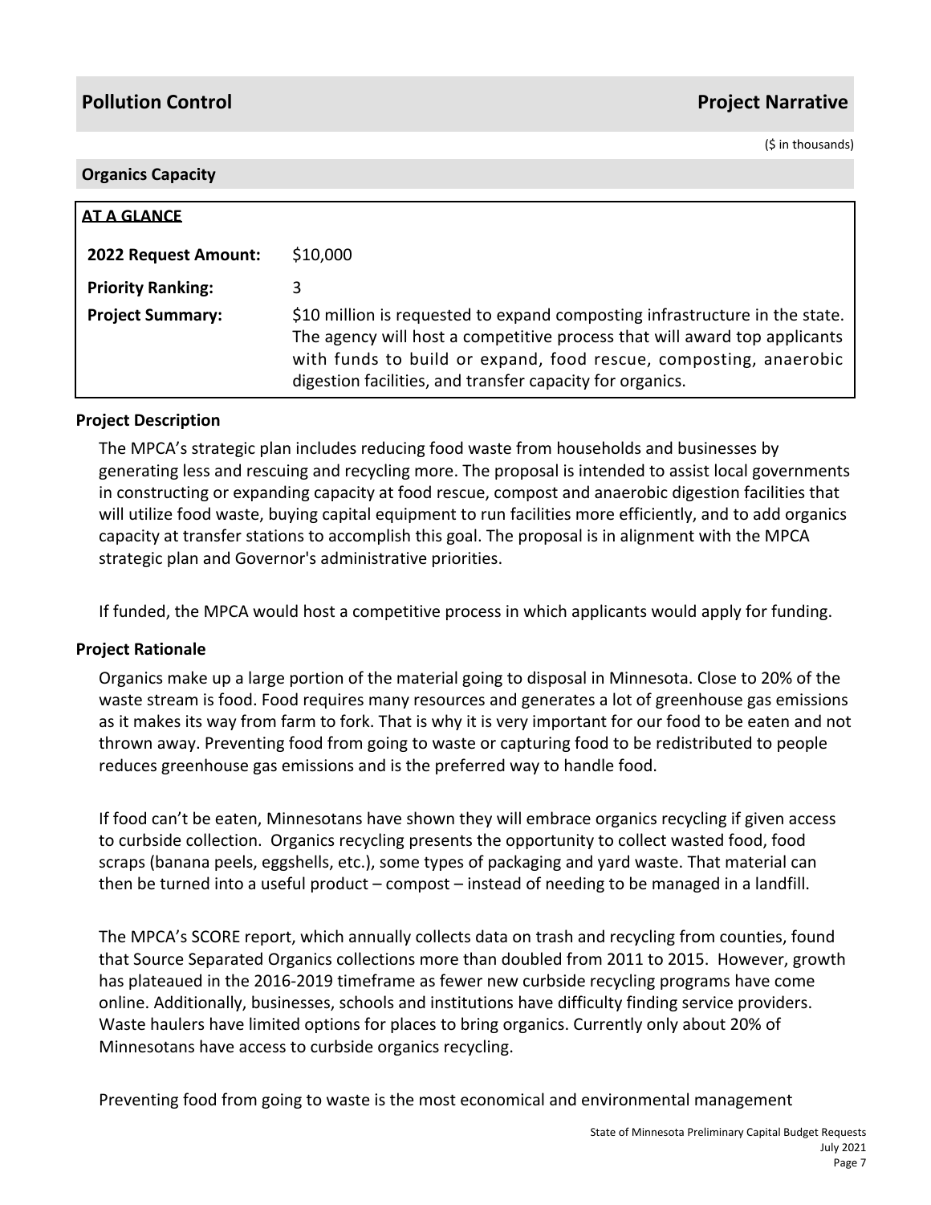## Pollution Control — Project Narrative

($ in thousands)

### Organics Capacity

**AT A GLANCE**

| | |
|---|---|
| **2022 Request Amount:** | $10,000 |
| **Priority Ranking:** | 3 |
| **Project Summary:** | $10 million is requested to expand composting infrastructure in the state. The agency will host a competitive process that will award top applicants with funds to build or expand, food rescue, composting, anaerobic digestion facilities, and transfer capacity for organics. |

**Project Description**

The MPCA's strategic plan includes reducing food waste from households and businesses by generating less and rescuing and recycling more. The proposal is intended to assist local governments in constructing or expanding capacity at food rescue, compost and anaerobic digestion facilities that will utilize food waste, buying capital equipment to run facilities more efficiently, and to add organics capacity at transfer stations to accomplish this goal. The proposal is in alignment with the MPCA strategic plan and Governor's administrative priorities.

If funded, the MPCA would host a competitive process in which applicants would apply for funding.

**Project Rationale**

Organics make up a large portion of the material going to disposal in Minnesota. Close to 20% of the waste stream is food. Food requires many resources and generates a lot of greenhouse gas emissions as it makes its way from farm to fork. That is why it is very important for our food to be eaten and not thrown away. Preventing food from going to waste or capturing food to be redistributed to people reduces greenhouse gas emissions and is the preferred way to handle food.

If food can't be eaten, Minnesotans have shown they will embrace organics recycling if given access to curbside collection. Organics recycling presents the opportunity to collect wasted food, food scraps (banana peels, eggshells, etc.), some types of packaging and yard waste. That material can then be turned into a useful product – compost – instead of needing to be managed in a landfill.

The MPCA's SCORE report, which annually collects data on trash and recycling from counties, found that Source Separated Organics collections more than doubled from 2011 to 2015. However, growth has plateaued in the 2016-2019 timeframe as fewer new curbside recycling programs have come online. Additionally, businesses, schools and institutions have difficulty finding service providers. Waste haulers have limited options for places to bring organics. Currently only about 20% of Minnesotans have access to curbside organics recycling.

Preventing food from going to waste is the most economical and environmental management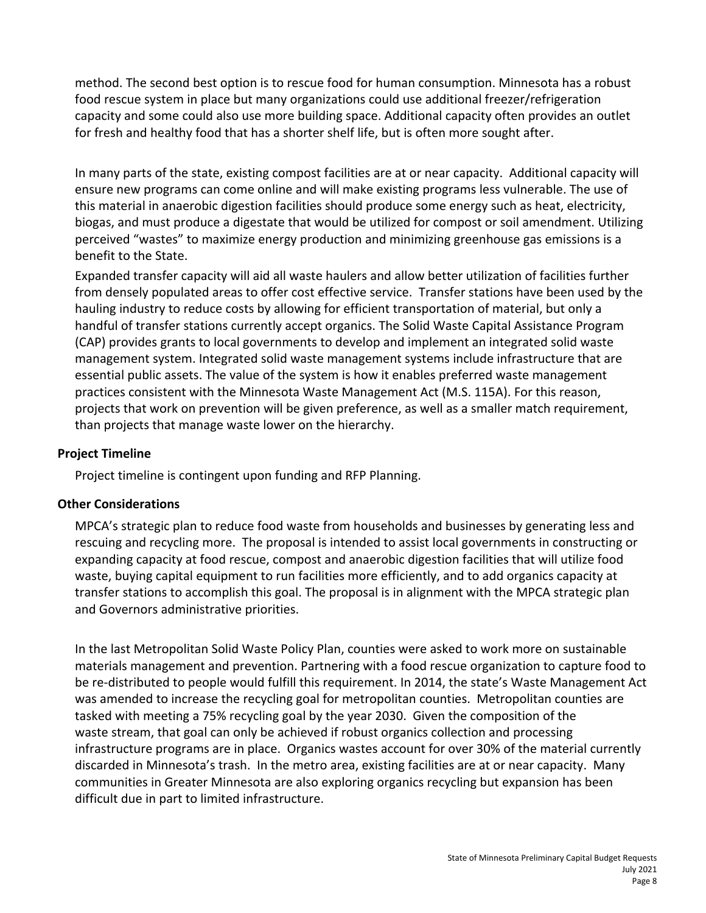method. The second best option is to rescue food for human consumption. Minnesota has a robust food rescue system in place but many organizations could use additional freezer/refrigeration capacity and some could also use more building space. Additional capacity often provides an outlet for fresh and healthy food that has a shorter shelf life, but is often more sought after.

In many parts of the state, existing compost facilities are at or near capacity. Additional capacity will ensure new programs can come online and will make existing programs less vulnerable. The use of this material in anaerobic digestion facilities should produce some energy such as heat, electricity, biogas, and must produce a digestate that would be utilized for compost or soil amendment. Utilizing perceived "wastes" to maximize energy production and minimizing greenhouse gas emissions is a benefit to the State.

Expanded transfer capacity will aid all waste haulers and allow better utilization of facilities further from densely populated areas to offer cost effective service. Transfer stations have been used by the hauling industry to reduce costs by allowing for efficient transportation of material, but only a handful of transfer stations currently accept organics. The Solid Waste Capital Assistance Program (CAP) provides grants to local governments to develop and implement an integrated solid waste management system. Integrated solid waste management systems include infrastructure that are essential public assets. The value of the system is how it enables preferred waste management practices consistent with the Minnesota Waste Management Act (M.S. 115A). For this reason, projects that work on prevention will be given preference, as well as a smaller match requirement, than projects that manage waste lower on the hierarchy.

### Project Timeline

Project timeline is contingent upon funding and RFP Planning.

### Other Considerations

MPCA's strategic plan to reduce food waste from households and businesses by generating less and rescuing and recycling more. The proposal is intended to assist local governments in constructing or expanding capacity at food rescue, compost and anaerobic digestion facilities that will utilize food waste, buying capital equipment to run facilities more efficiently, and to add organics capacity at transfer stations to accomplish this goal. The proposal is in alignment with the MPCA strategic plan and Governors administrative priorities.

In the last Metropolitan Solid Waste Policy Plan, counties were asked to work more on sustainable materials management and prevention. Partnering with a food rescue organization to capture food to be re-distributed to people would fulfill this requirement. In 2014, the state's Waste Management Act was amended to increase the recycling goal for metropolitan counties. Metropolitan counties are tasked with meeting a 75% recycling goal by the year 2030. Given the composition of the waste stream, that goal can only be achieved if robust organics collection and processing infrastructure programs are in place. Organics wastes account for over 30% of the material currently discarded in Minnesota's trash. In the metro area, existing facilities are at or near capacity. Many communities in Greater Minnesota are also exploring organics recycling but expansion has been difficult due in part to limited infrastructure.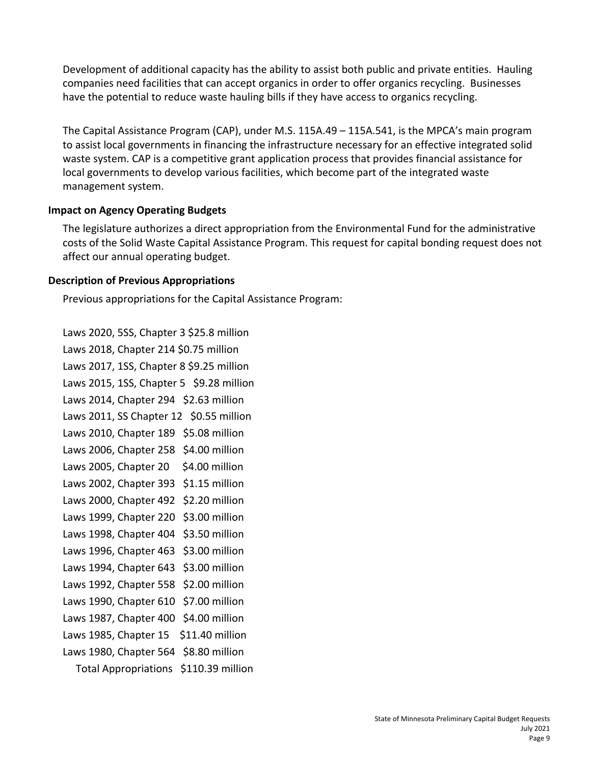Development of additional capacity has the ability to assist both public and private entities. Hauling companies need facilities that can accept organics in order to offer organics recycling. Businesses have the potential to reduce waste hauling bills if they have access to organics recycling.

The Capital Assistance Program (CAP), under M.S. 115A.49 – 115A.541, is the MPCA's main program to assist local governments in financing the infrastructure necessary for an effective integrated solid waste system. CAP is a competitive grant application process that provides financial assistance for local governments to develop various facilities, which become part of the integrated waste management system.

### Impact on Agency Operating Budgets

The legislature authorizes a direct appropriation from the Environmental Fund for the administrative costs of the Solid Waste Capital Assistance Program. This request for capital bonding request does not affect our annual operating budget.

### Description of Previous Appropriations

Previous appropriations for the Capital Assistance Program:

Laws 2020, 5SS, Chapter 3 $25.8 million
Laws 2018, Chapter 214 $0.75 million
Laws 2017, 1SS, Chapter 8 $9.25 million
Laws 2015, 1SS, Chapter 5 $9.28 million
Laws 2014, Chapter 294 $2.63 million
Laws 2011, SS Chapter 12 $0.55 million
Laws 2010, Chapter 189 $5.08 million
Laws 2006, Chapter 258 $4.00 million
Laws 2005, Chapter 20 $4.00 million
Laws 2002, Chapter 393 $1.15 million
Laws 2000, Chapter 492 $2.20 million
Laws 1999, Chapter 220 $3.00 million
Laws 1998, Chapter 404 $3.50 million
Laws 1996, Chapter 463 $3.00 million
Laws 1994, Chapter 643 $3.00 million
Laws 1992, Chapter 558 $2.00 million
Laws 1990, Chapter 610 $7.00 million
Laws 1987, Chapter 400 $4.00 million
Laws 1985, Chapter 15 $11.40 million
Laws 1980, Chapter 564 $8.80 million
Total Appropriations $110.39 million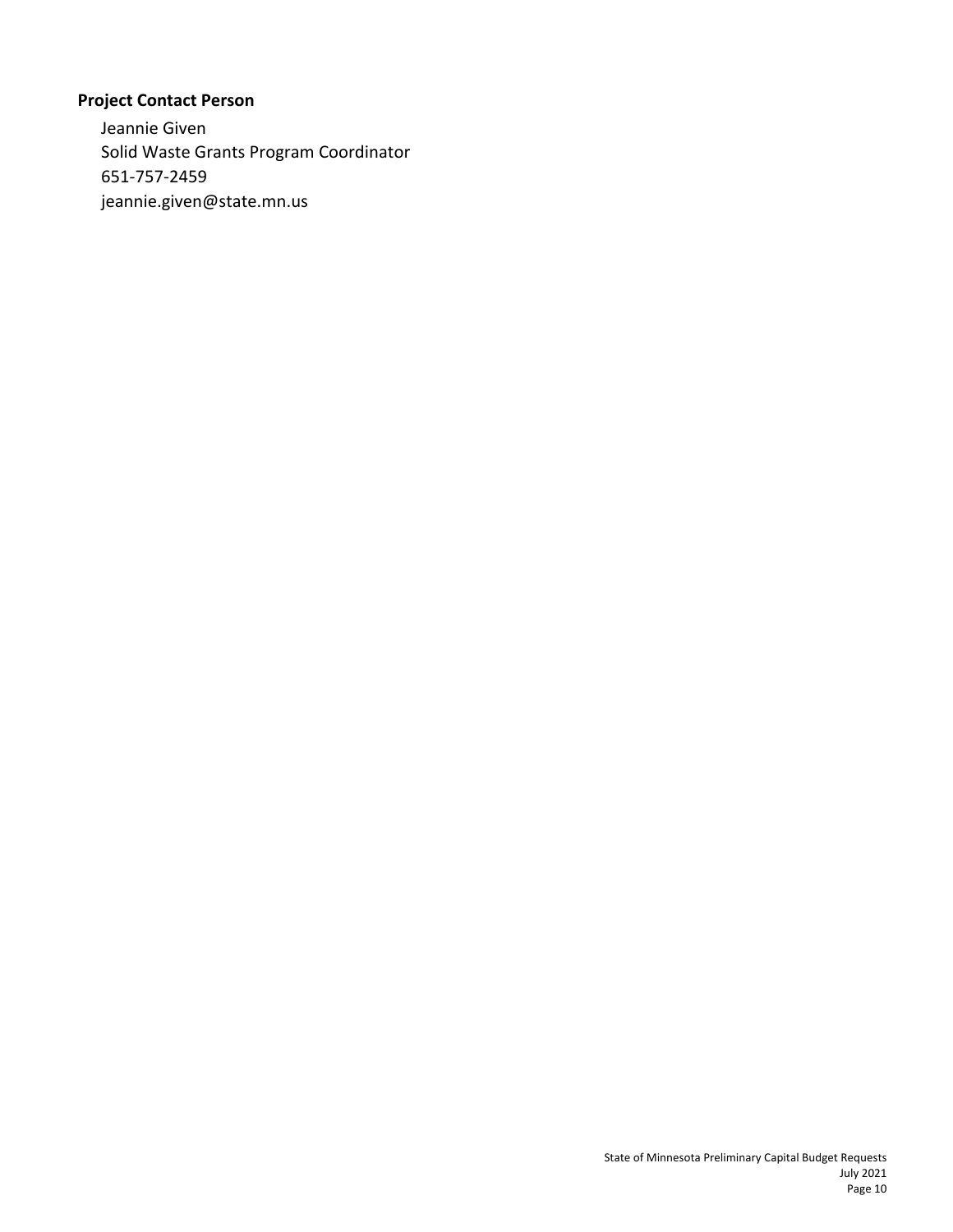### Project Contact Person

Jeannie Given
Solid Waste Grants Program Coordinator
651-757-2459
jeannie.given@state.mn.us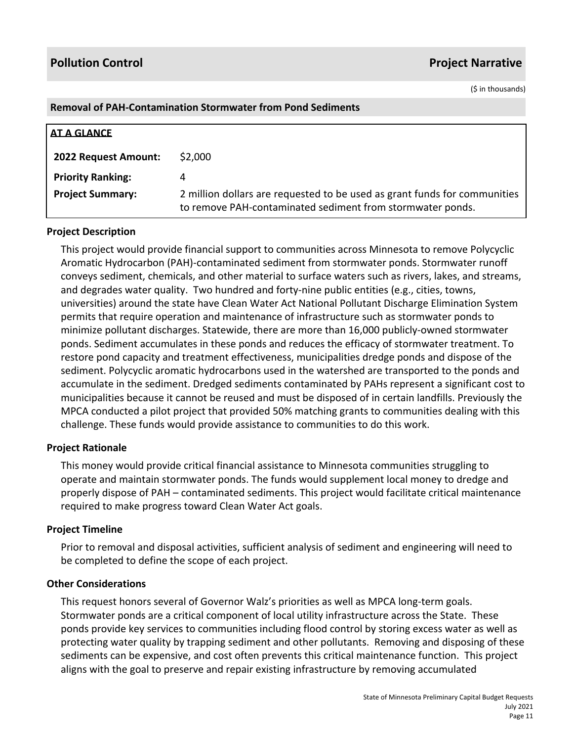## Pollution Control — Project Narrative

($ in thousands)

### Removal of PAH-Contamination Stormwater from Pond Sediments

**AT A GLANCE**

| | |
|---|---|
| **2022 Request Amount:** | $2,000 |
| **Priority Ranking:** | 4 |
| **Project Summary:** | 2 million dollars are requested to be used as grant funds for communities to remove PAH-contaminated sediment from stormwater ponds. |

#### Project Description

This project would provide financial support to communities across Minnesota to remove Polycyclic Aromatic Hydrocarbon (PAH)-contaminated sediment from stormwater ponds. Stormwater runoff conveys sediment, chemicals, and other material to surface waters such as rivers, lakes, and streams, and degrades water quality. Two hundred and forty-nine public entities (e.g., cities, towns, universities) around the state have Clean Water Act National Pollutant Discharge Elimination System permits that require operation and maintenance of infrastructure such as stormwater ponds to minimize pollutant discharges. Statewide, there are more than 16,000 publicly-owned stormwater ponds. Sediment accumulates in these ponds and reduces the efficacy of stormwater treatment. To restore pond capacity and treatment effectiveness, municipalities dredge ponds and dispose of the sediment. Polycyclic aromatic hydrocarbons used in the watershed are transported to the ponds and accumulate in the sediment. Dredged sediments contaminated by PAHs represent a significant cost to municipalities because it cannot be reused and must be disposed of in certain landfills. Previously the MPCA conducted a pilot project that provided 50% matching grants to communities dealing with this challenge. These funds would provide assistance to communities to do this work.

#### Project Rationale

This money would provide critical financial assistance to Minnesota communities struggling to operate and maintain stormwater ponds. The funds would supplement local money to dredge and properly dispose of PAH – contaminated sediments. This project would facilitate critical maintenance required to make progress toward Clean Water Act goals.

#### Project Timeline

Prior to removal and disposal activities, sufficient analysis of sediment and engineering will need to be completed to define the scope of each project.

#### Other Considerations

This request honors several of Governor Walz's priorities as well as MPCA long-term goals. Stormwater ponds are a critical component of local utility infrastructure across the State. These ponds provide key services to communities including flood control by storing excess water as well as protecting water quality by trapping sediment and other pollutants. Removing and disposing of these sediments can be expensive, and cost often prevents this critical maintenance function. This project aligns with the goal to preserve and repair existing infrastructure by removing accumulated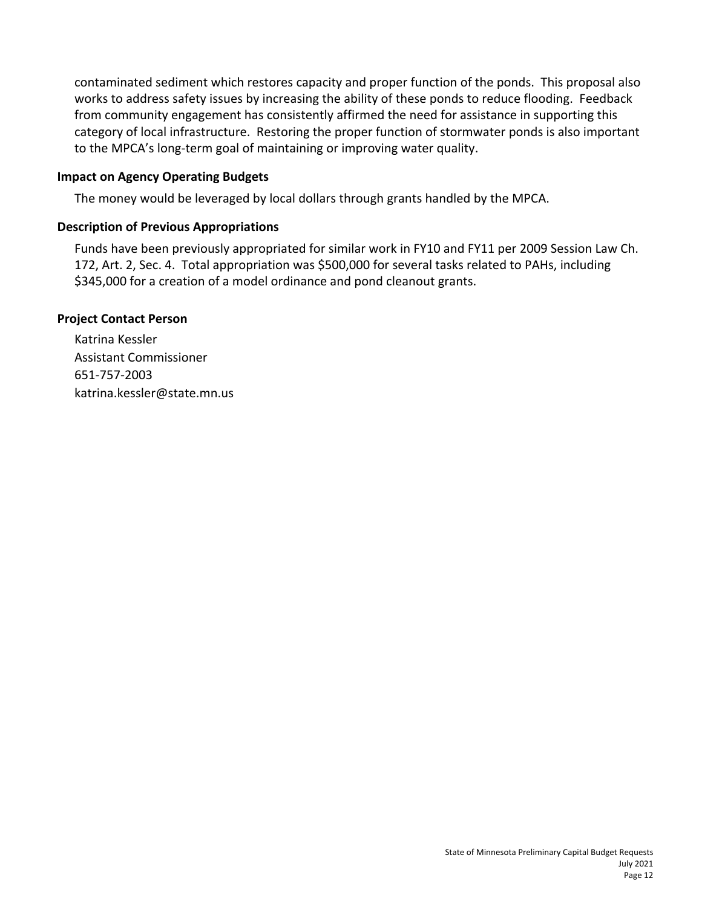contaminated sediment which restores capacity and proper function of the ponds. This proposal also works to address safety issues by increasing the ability of these ponds to reduce flooding. Feedback from community engagement has consistently affirmed the need for assistance in supporting this category of local infrastructure. Restoring the proper function of stormwater ponds is also important to the MPCA's long-term goal of maintaining or improving water quality.

### Impact on Agency Operating Budgets

The money would be leveraged by local dollars through grants handled by the MPCA.

### Description of Previous Appropriations

Funds have been previously appropriated for similar work in FY10 and FY11 per 2009 Session Law Ch. 172, Art. 2, Sec. 4. Total appropriation was $500,000 for several tasks related to PAHs, including $345,000 for a creation of a model ordinance and pond cleanout grants.

### Project Contact Person

Katrina Kessler
Assistant Commissioner
651-757-2003
katrina.kessler@state.mn.us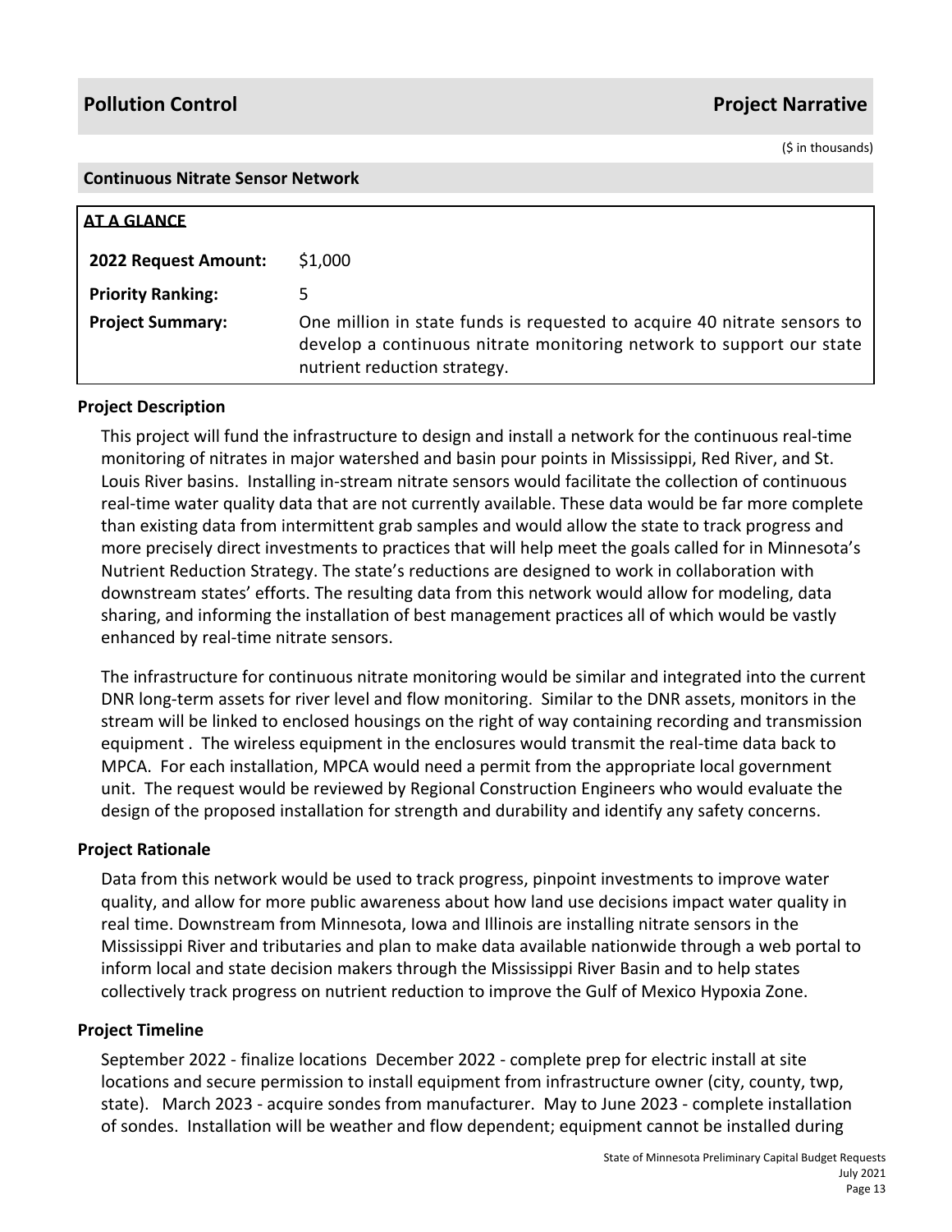## Pollution Control — Project Narrative

($ in thousands)

### Continuous Nitrate Sensor Network

**AT A GLANCE**

| | |
|---|---|
| **2022 Request Amount:** | $1,000 |
| **Priority Ranking:** | 5 |
| **Project Summary:** | One million in state funds is requested to acquire 40 nitrate sensors to develop a continuous nitrate monitoring network to support our state nutrient reduction strategy. |

#### Project Description

This project will fund the infrastructure to design and install a network for the continuous real-time monitoring of nitrates in major watershed and basin pour points in Mississippi, Red River, and St. Louis River basins. Installing in-stream nitrate sensors would facilitate the collection of continuous real-time water quality data that are not currently available. These data would be far more complete than existing data from intermittent grab samples and would allow the state to track progress and more precisely direct investments to practices that will help meet the goals called for in Minnesota's Nutrient Reduction Strategy. The state's reductions are designed to work in collaboration with downstream states' efforts. The resulting data from this network would allow for modeling, data sharing, and informing the installation of best management practices all of which would be vastly enhanced by real-time nitrate sensors.

The infrastructure for continuous nitrate monitoring would be similar and integrated into the current DNR long-term assets for river level and flow monitoring. Similar to the DNR assets, monitors in the stream will be linked to enclosed housings on the right of way containing recording and transmission equipment . The wireless equipment in the enclosures would transmit the real-time data back to MPCA. For each installation, MPCA would need a permit from the appropriate local government unit. The request would be reviewed by Regional Construction Engineers who would evaluate the design of the proposed installation for strength and durability and identify any safety concerns.

#### Project Rationale

Data from this network would be used to track progress, pinpoint investments to improve water quality, and allow for more public awareness about how land use decisions impact water quality in real time. Downstream from Minnesota, Iowa and Illinois are installing nitrate sensors in the Mississippi River and tributaries and plan to make data available nationwide through a web portal to inform local and state decision makers through the Mississippi River Basin and to help states collectively track progress on nutrient reduction to improve the Gulf of Mexico Hypoxia Zone.

#### Project Timeline

September 2022 - finalize locations December 2022 - complete prep for electric install at site locations and secure permission to install equipment from infrastructure owner (city, county, twp, state). March 2023 - acquire sondes from manufacturer. May to June 2023 - complete installation of sondes. Installation will be weather and flow dependent; equipment cannot be installed during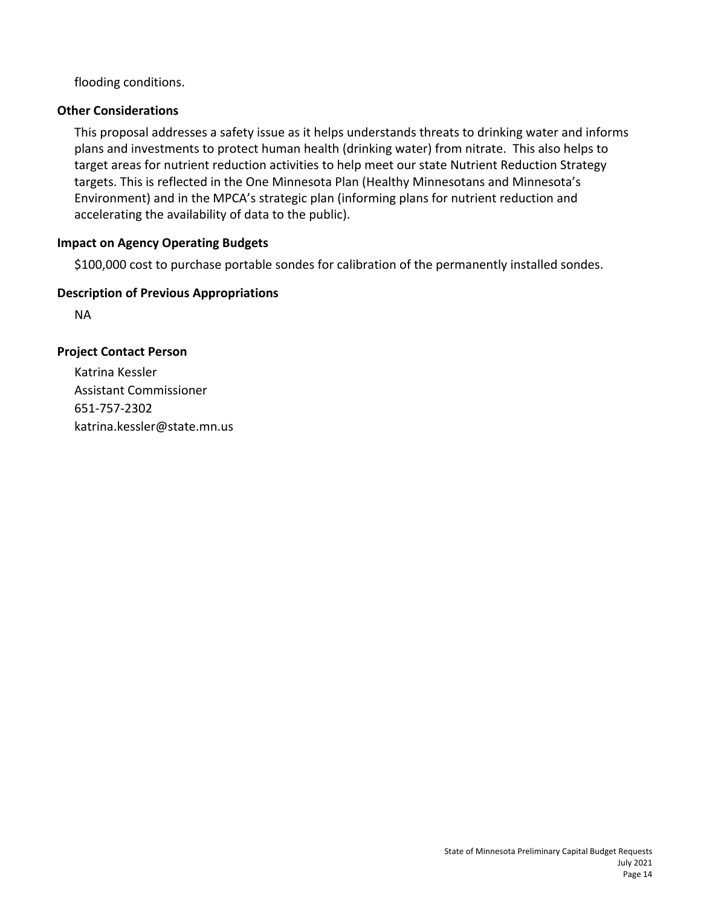flooding conditions.

### Other Considerations

This proposal addresses a safety issue as it helps understands threats to drinking water and informs plans and investments to protect human health (drinking water) from nitrate. This also helps to target areas for nutrient reduction activities to help meet our state Nutrient Reduction Strategy targets. This is reflected in the One Minnesota Plan (Healthy Minnesotans and Minnesota's Environment) and in the MPCA's strategic plan (informing plans for nutrient reduction and accelerating the availability of data to the public).

### Impact on Agency Operating Budgets

$100,000 cost to purchase portable sondes for calibration of the permanently installed sondes.

### Description of Previous Appropriations

NA

### Project Contact Person

Katrina Kessler
Assistant Commissioner
651-757-2302
katrina.kessler@state.mn.us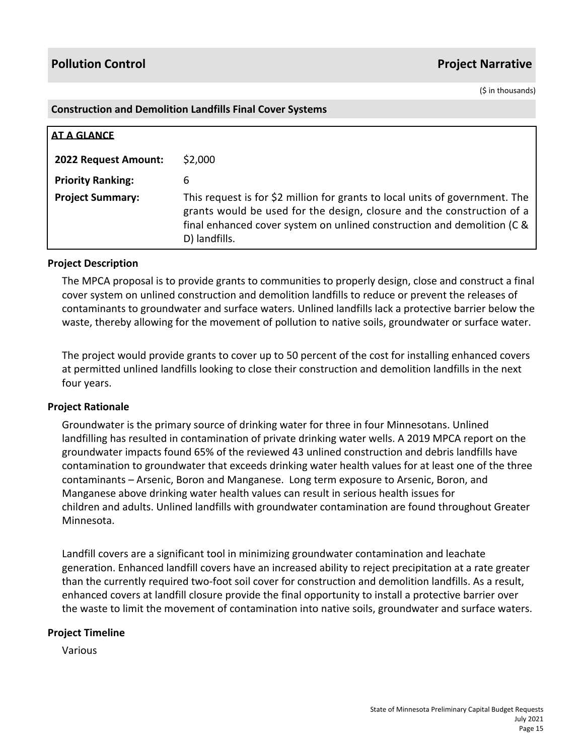## Pollution Control — Project Narrative

($ in thousands)

### Construction and Demolition Landfills Final Cover Systems

**AT A GLANCE**

| | |
|---|---|
| **2022 Request Amount:** | $2,000 |
| **Priority Ranking:** | 6 |
| **Project Summary:** | This request is for $2 million for grants to local units of government. The grants would be used for the design, closure and the construction of a final enhanced cover system on unlined construction and demolition (C & D) landfills. |

#### Project Description

The MPCA proposal is to provide grants to communities to properly design, close and construct a final cover system on unlined construction and demolition landfills to reduce or prevent the releases of contaminants to groundwater and surface waters. Unlined landfills lack a protective barrier below the waste, thereby allowing for the movement of pollution to native soils, groundwater or surface water.

The project would provide grants to cover up to 50 percent of the cost for installing enhanced covers at permitted unlined landfills looking to close their construction and demolition landfills in the next four years.

#### Project Rationale

Groundwater is the primary source of drinking water for three in four Minnesotans. Unlined landfilling has resulted in contamination of private drinking water wells. A 2019 MPCA report on the groundwater impacts found 65% of the reviewed 43 unlined construction and debris landfills have contamination to groundwater that exceeds drinking water health values for at least one of the three contaminants – Arsenic, Boron and Manganese. Long term exposure to Arsenic, Boron, and Manganese above drinking water health values can result in serious health issues for children and adults. Unlined landfills with groundwater contamination are found throughout Greater Minnesota.

Landfill covers are a significant tool in minimizing groundwater contamination and leachate generation. Enhanced landfill covers have an increased ability to reject precipitation at a rate greater than the currently required two-foot soil cover for construction and demolition landfills. As a result, enhanced covers at landfill closure provide the final opportunity to install a protective barrier over the waste to limit the movement of contamination into native soils, groundwater and surface waters.

#### Project Timeline

Various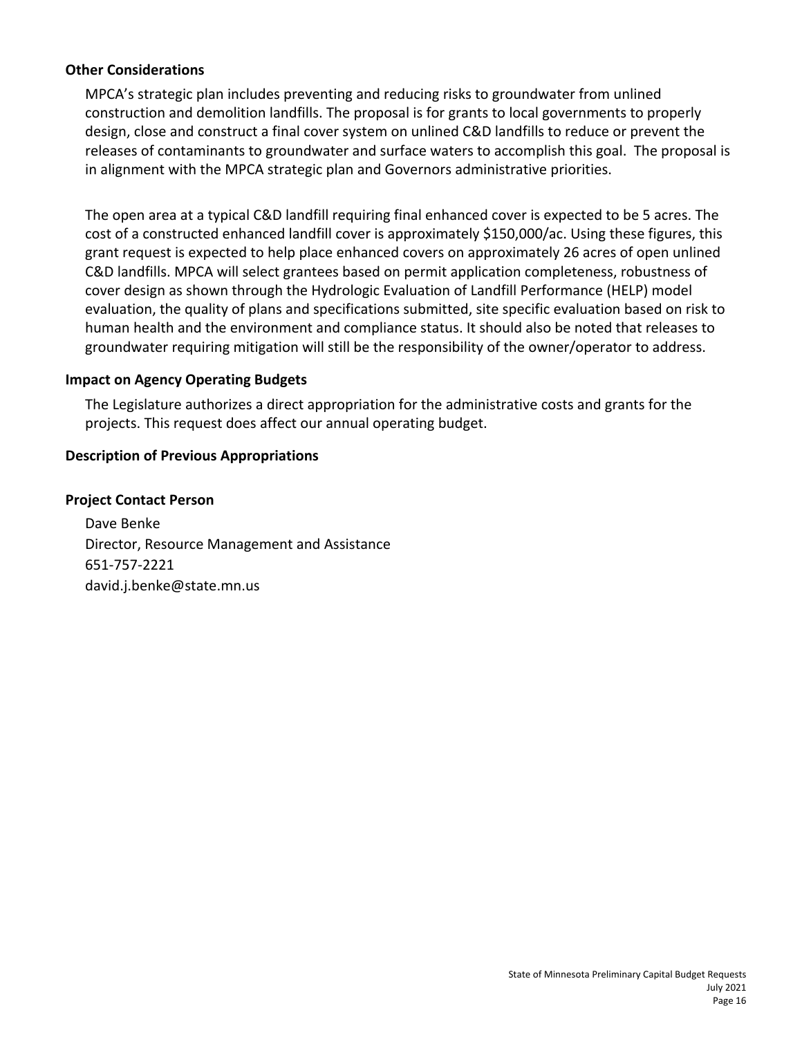### Other Considerations

MPCA's strategic plan includes preventing and reducing risks to groundwater from unlined construction and demolition landfills. The proposal is for grants to local governments to properly design, close and construct a final cover system on unlined C&D landfills to reduce or prevent the releases of contaminants to groundwater and surface waters to accomplish this goal. The proposal is in alignment with the MPCA strategic plan and Governors administrative priorities.

The open area at a typical C&D landfill requiring final enhanced cover is expected to be 5 acres. The cost of a constructed enhanced landfill cover is approximately $150,000/ac. Using these figures, this grant request is expected to help place enhanced covers on approximately 26 acres of open unlined C&D landfills. MPCA will select grantees based on permit application completeness, robustness of cover design as shown through the Hydrologic Evaluation of Landfill Performance (HELP) model evaluation, the quality of plans and specifications submitted, site specific evaluation based on risk to human health and the environment and compliance status. It should also be noted that releases to groundwater requiring mitigation will still be the responsibility of the owner/operator to address.

### Impact on Agency Operating Budgets

The Legislature authorizes a direct appropriation for the administrative costs and grants for the projects. This request does affect our annual operating budget.

### Description of Previous Appropriations

### Project Contact Person

Dave Benke
Director, Resource Management and Assistance
651-757-2221
david.j.benke@state.mn.us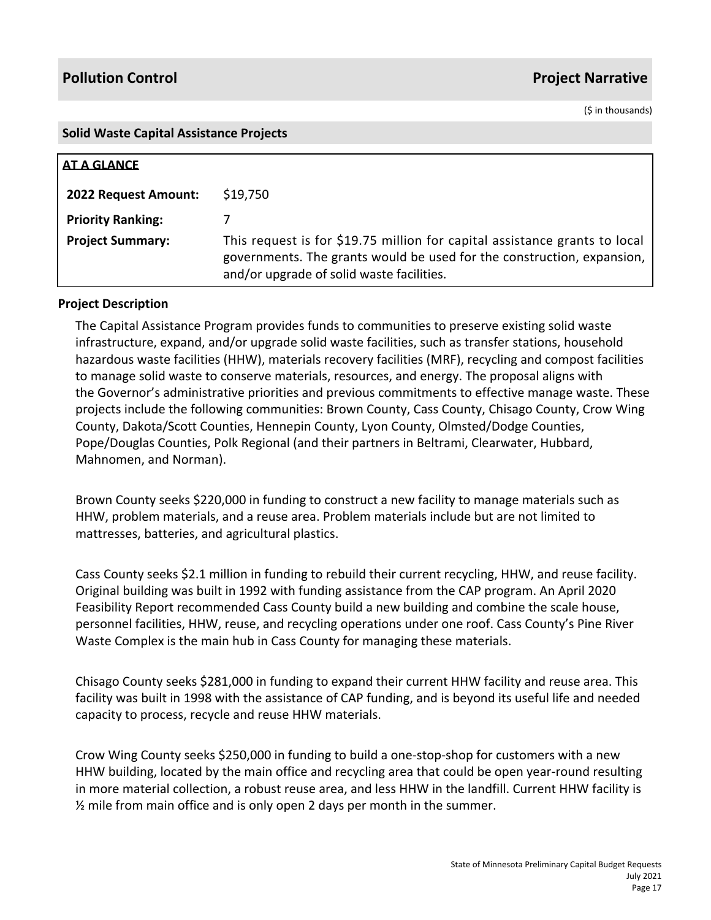## Pollution Control — Project Narrative

($ in thousands)

### Solid Waste Capital Assistance Projects

**AT A GLANCE**

| | |
|---|---|
| **2022 Request Amount:** | $19,750 |
| **Priority Ranking:** | 7 |
| **Project Summary:** | This request is for $19.75 million for capital assistance grants to local governments. The grants would be used for the construction, expansion, and/or upgrade of solid waste facilities. |

**Project Description**

The Capital Assistance Program provides funds to communities to preserve existing solid waste infrastructure, expand, and/or upgrade solid waste facilities, such as transfer stations, household hazardous waste facilities (HHW), materials recovery facilities (MRF), recycling and compost facilities to manage solid waste to conserve materials, resources, and energy. The proposal aligns with the Governor's administrative priorities and previous commitments to effective manage waste. These projects include the following communities: Brown County, Cass County, Chisago County, Crow Wing County, Dakota/Scott Counties, Hennepin County, Lyon County, Olmsted/Dodge Counties, Pope/Douglas Counties, Polk Regional (and their partners in Beltrami, Clearwater, Hubbard, Mahnomen, and Norman).

Brown County seeks $220,000 in funding to construct a new facility to manage materials such as HHW, problem materials, and a reuse area. Problem materials include but are not limited to mattresses, batteries, and agricultural plastics.

Cass County seeks $2.1 million in funding to rebuild their current recycling, HHW, and reuse facility. Original building was built in 1992 with funding assistance from the CAP program. An April 2020 Feasibility Report recommended Cass County build a new building and combine the scale house, personnel facilities, HHW, reuse, and recycling operations under one roof. Cass County's Pine River Waste Complex is the main hub in Cass County for managing these materials.

Chisago County seeks $281,000 in funding to expand their current HHW facility and reuse area. This facility was built in 1998 with the assistance of CAP funding, and is beyond its useful life and needed capacity to process, recycle and reuse HHW materials.

Crow Wing County seeks $250,000 in funding to build a one-stop-shop for customers with a new HHW building, located by the main office and recycling area that could be open year-round resulting in more material collection, a robust reuse area, and less HHW in the landfill. Current HHW facility is ½ mile from main office and is only open 2 days per month in the summer.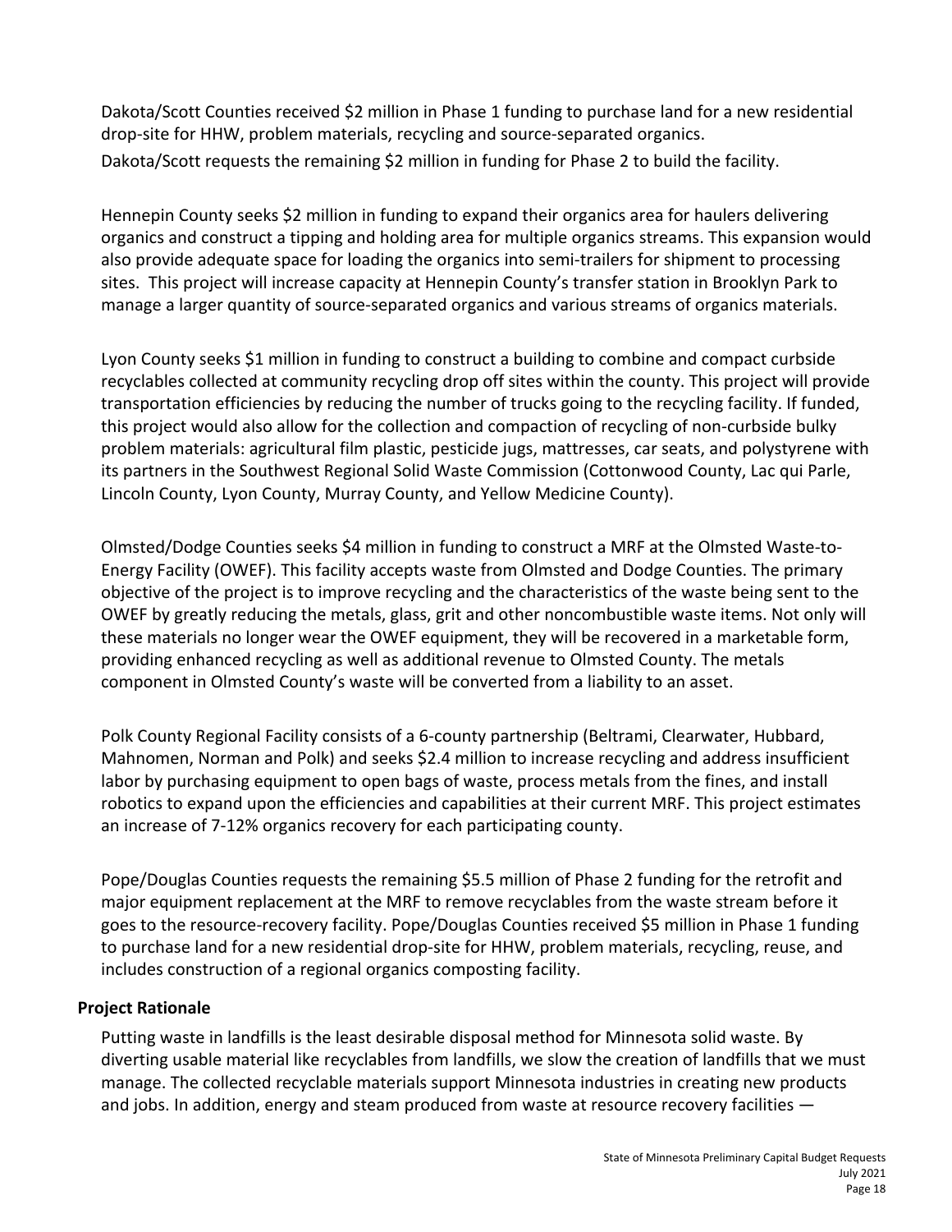Dakota/Scott Counties received $2 million in Phase 1 funding to purchase land for a new residential drop-site for HHW, problem materials, recycling and source-separated organics.

Dakota/Scott requests the remaining $2 million in funding for Phase 2 to build the facility.

Hennepin County seeks $2 million in funding to expand their organics area for haulers delivering organics and construct a tipping and holding area for multiple organics streams. This expansion would also provide adequate space for loading the organics into semi-trailers for shipment to processing sites. This project will increase capacity at Hennepin County's transfer station in Brooklyn Park to manage a larger quantity of source-separated organics and various streams of organics materials.

Lyon County seeks $1 million in funding to construct a building to combine and compact curbside recyclables collected at community recycling drop off sites within the county. This project will provide transportation efficiencies by reducing the number of trucks going to the recycling facility. If funded, this project would also allow for the collection and compaction of recycling of non-curbside bulky problem materials: agricultural film plastic, pesticide jugs, mattresses, car seats, and polystyrene with its partners in the Southwest Regional Solid Waste Commission (Cottonwood County, Lac qui Parle, Lincoln County, Lyon County, Murray County, and Yellow Medicine County).

Olmsted/Dodge Counties seeks $4 million in funding to construct a MRF at the Olmsted Waste-to-Energy Facility (OWEF). This facility accepts waste from Olmsted and Dodge Counties. The primary objective of the project is to improve recycling and the characteristics of the waste being sent to the OWEF by greatly reducing the metals, glass, grit and other noncombustible waste items. Not only will these materials no longer wear the OWEF equipment, they will be recovered in a marketable form, providing enhanced recycling as well as additional revenue to Olmsted County. The metals component in Olmsted County's waste will be converted from a liability to an asset.

Polk County Regional Facility consists of a 6-county partnership (Beltrami, Clearwater, Hubbard, Mahnomen, Norman and Polk) and seeks $2.4 million to increase recycling and address insufficient labor by purchasing equipment to open bags of waste, process metals from the fines, and install robotics to expand upon the efficiencies and capabilities at their current MRF. This project estimates an increase of 7-12% organics recovery for each participating county.

Pope/Douglas Counties requests the remaining $5.5 million of Phase 2 funding for the retrofit and major equipment replacement at the MRF to remove recyclables from the waste stream before it goes to the resource-recovery facility. Pope/Douglas Counties received $5 million in Phase 1 funding to purchase land for a new residential drop-site for HHW, problem materials, recycling, reuse, and includes construction of a regional organics composting facility.

**Project Rationale**

Putting waste in landfills is the least desirable disposal method for Minnesota solid waste. By diverting usable material like recyclables from landfills, we slow the creation of landfills that we must manage. The collected recyclable materials support Minnesota industries in creating new products and jobs. In addition, energy and steam produced from waste at resource recovery facilities —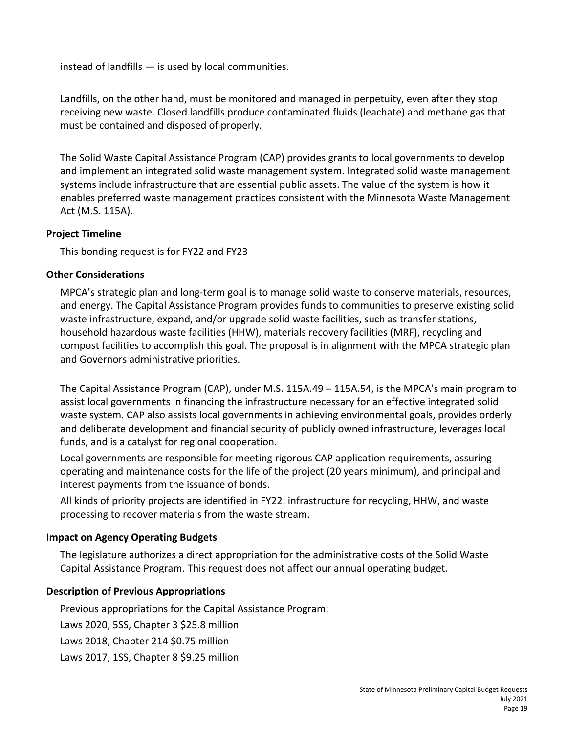instead of landfills — is used by local communities.

Landfills, on the other hand, must be monitored and managed in perpetuity, even after they stop receiving new waste. Closed landfills produce contaminated fluids (leachate) and methane gas that must be contained and disposed of properly.

The Solid Waste Capital Assistance Program (CAP) provides grants to local governments to develop and implement an integrated solid waste management system. Integrated solid waste management systems include infrastructure that are essential public assets. The value of the system is how it enables preferred waste management practices consistent with the Minnesota Waste Management Act (M.S. 115A).

**Project Timeline**

This bonding request is for FY22 and FY23

**Other Considerations**

MPCA's strategic plan and long-term goal is to manage solid waste to conserve materials, resources, and energy. The Capital Assistance Program provides funds to communities to preserve existing solid waste infrastructure, expand, and/or upgrade solid waste facilities, such as transfer stations, household hazardous waste facilities (HHW), materials recovery facilities (MRF), recycling and compost facilities to accomplish this goal. The proposal is in alignment with the MPCA strategic plan and Governors administrative priorities.

The Capital Assistance Program (CAP), under M.S. 115A.49 – 115A.54, is the MPCA's main program to assist local governments in financing the infrastructure necessary for an effective integrated solid waste system. CAP also assists local governments in achieving environmental goals, provides orderly and deliberate development and financial security of publicly owned infrastructure, leverages local funds, and is a catalyst for regional cooperation.

Local governments are responsible for meeting rigorous CAP application requirements, assuring operating and maintenance costs for the life of the project (20 years minimum), and principal and interest payments from the issuance of bonds.

All kinds of priority projects are identified in FY22: infrastructure for recycling, HHW, and waste processing to recover materials from the waste stream.

**Impact on Agency Operating Budgets**

The legislature authorizes a direct appropriation for the administrative costs of the Solid Waste Capital Assistance Program. This request does not affect our annual operating budget.

**Description of Previous Appropriations**

Previous appropriations for the Capital Assistance Program:

Laws 2020, 5SS, Chapter 3 $25.8 million

Laws 2018, Chapter 214 $0.75 million

Laws 2017, 1SS, Chapter 8 $9.25 million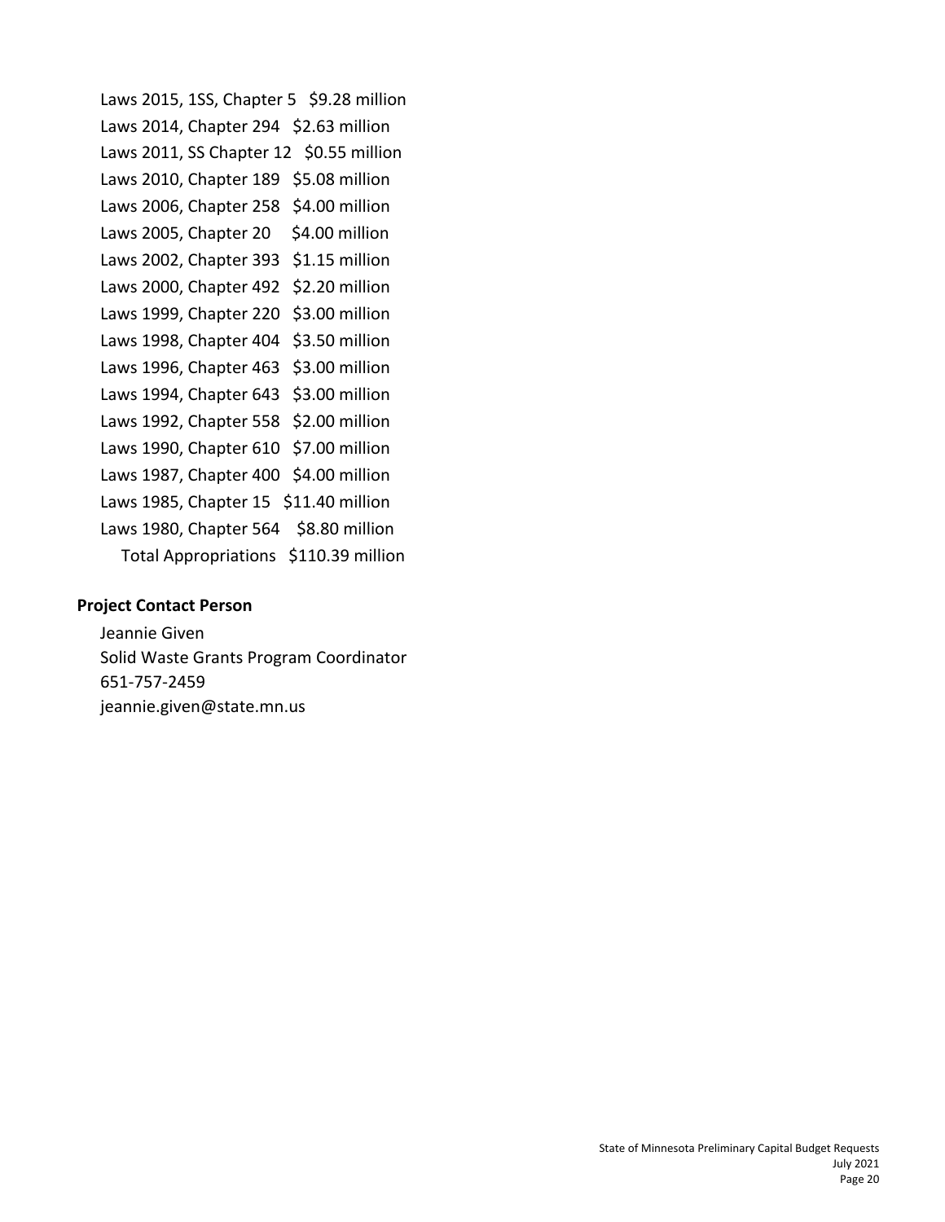Laws 2015, 1SS, Chapter 5   $9.28 million
Laws 2014, Chapter 294   $2.63 million
Laws 2011, SS Chapter 12   $0.55 million
Laws 2010, Chapter 189   $5.08 million
Laws 2006, Chapter 258   $4.00 million
Laws 2005, Chapter 20   $4.00 million
Laws 2002, Chapter 393   $1.15 million
Laws 2000, Chapter 492   $2.20 million
Laws 1999, Chapter 220   $3.00 million
Laws 1998, Chapter 404   $3.50 million
Laws 1996, Chapter 463   $3.00 million
Laws 1994, Chapter 643   $3.00 million
Laws 1992, Chapter 558   $2.00 million
Laws 1990, Chapter 610   $7.00 million
Laws 1987, Chapter 400   $4.00 million
Laws 1985, Chapter 15   $11.40 million
Laws 1980, Chapter 564   $8.80 million
Total Appropriations   $110.39 million

### Project Contact Person

Jeannie Given
Solid Waste Grants Program Coordinator
651-757-2459
jeannie.given@state.mn.us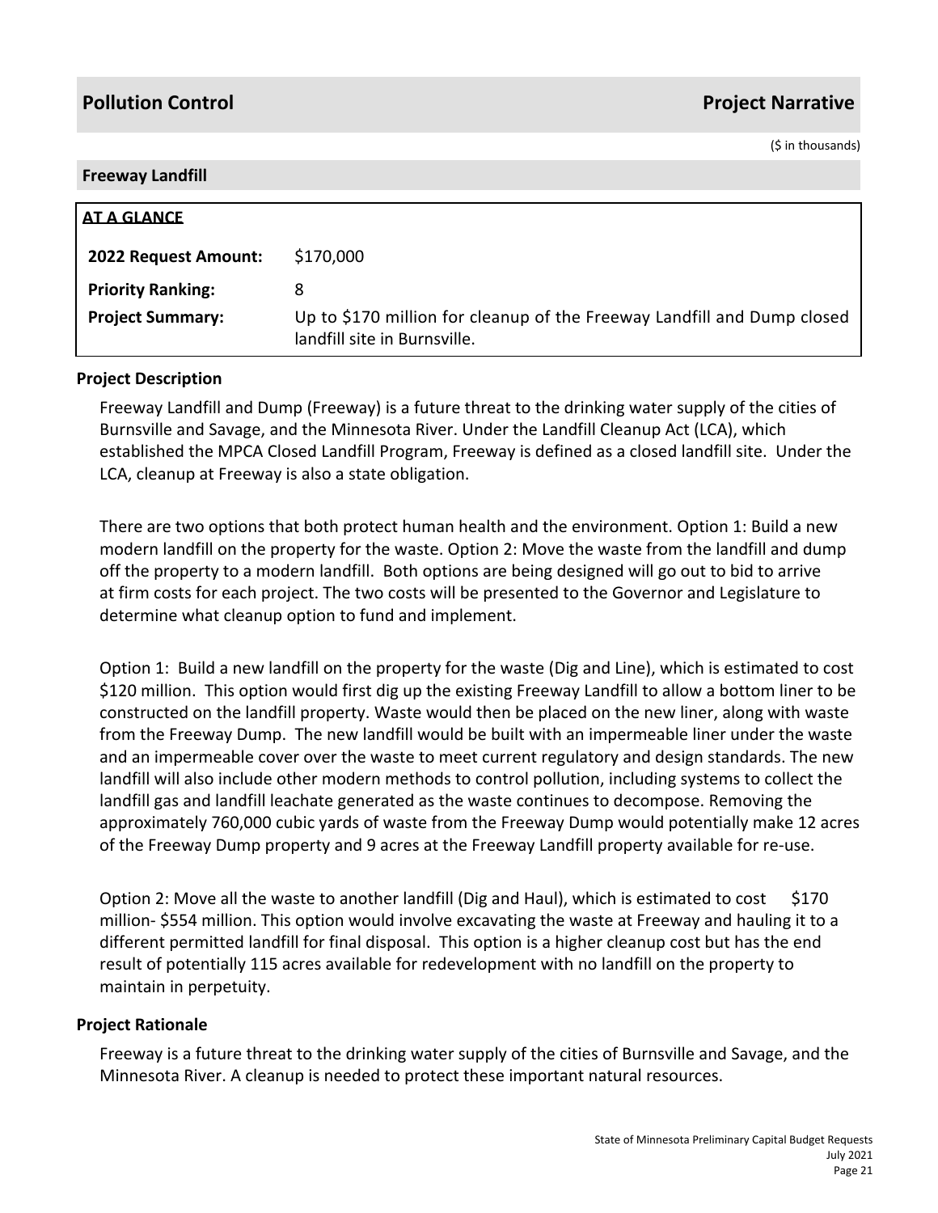## Pollution Control — Project Narrative

($ in thousands)

### Freeway Landfill

**AT A GLANCE**

| | |
|---|---|
| **2022 Request Amount:** | $170,000 |
| **Priority Ranking:** | 8 |
| **Project Summary:** | Up to $170 million for cleanup of the Freeway Landfill and Dump closed landfill site in Burnsville. |

#### Project Description

Freeway Landfill and Dump (Freeway) is a future threat to the drinking water supply of the cities of Burnsville and Savage, and the Minnesota River. Under the Landfill Cleanup Act (LCA), which established the MPCA Closed Landfill Program, Freeway is defined as a closed landfill site. Under the LCA, cleanup at Freeway is also a state obligation.

There are two options that both protect human health and the environment. Option 1: Build a new modern landfill on the property for the waste. Option 2: Move the waste from the landfill and dump off the property to a modern landfill. Both options are being designed will go out to bid to arrive at firm costs for each project. The two costs will be presented to the Governor and Legislature to determine what cleanup option to fund and implement.

Option 1: Build a new landfill on the property for the waste (Dig and Line), which is estimated to cost $120 million. This option would first dig up the existing Freeway Landfill to allow a bottom liner to be constructed on the landfill property. Waste would then be placed on the new liner, along with waste from the Freeway Dump. The new landfill would be built with an impermeable liner under the waste and an impermeable cover over the waste to meet current regulatory and design standards. The new landfill will also include other modern methods to control pollution, including systems to collect the landfill gas and landfill leachate generated as the waste continues to decompose. Removing the approximately 760,000 cubic yards of waste from the Freeway Dump would potentially make 12 acres of the Freeway Dump property and 9 acres at the Freeway Landfill property available for re-use.

Option 2: Move all the waste to another landfill (Dig and Haul), which is estimated to cost $170 million- $554 million. This option would involve excavating the waste at Freeway and hauling it to a different permitted landfill for final disposal. This option is a higher cleanup cost but has the end result of potentially 115 acres available for redevelopment with no landfill on the property to maintain in perpetuity.

#### Project Rationale

Freeway is a future threat to the drinking water supply of the cities of Burnsville and Savage, and the Minnesota River. A cleanup is needed to protect these important natural resources.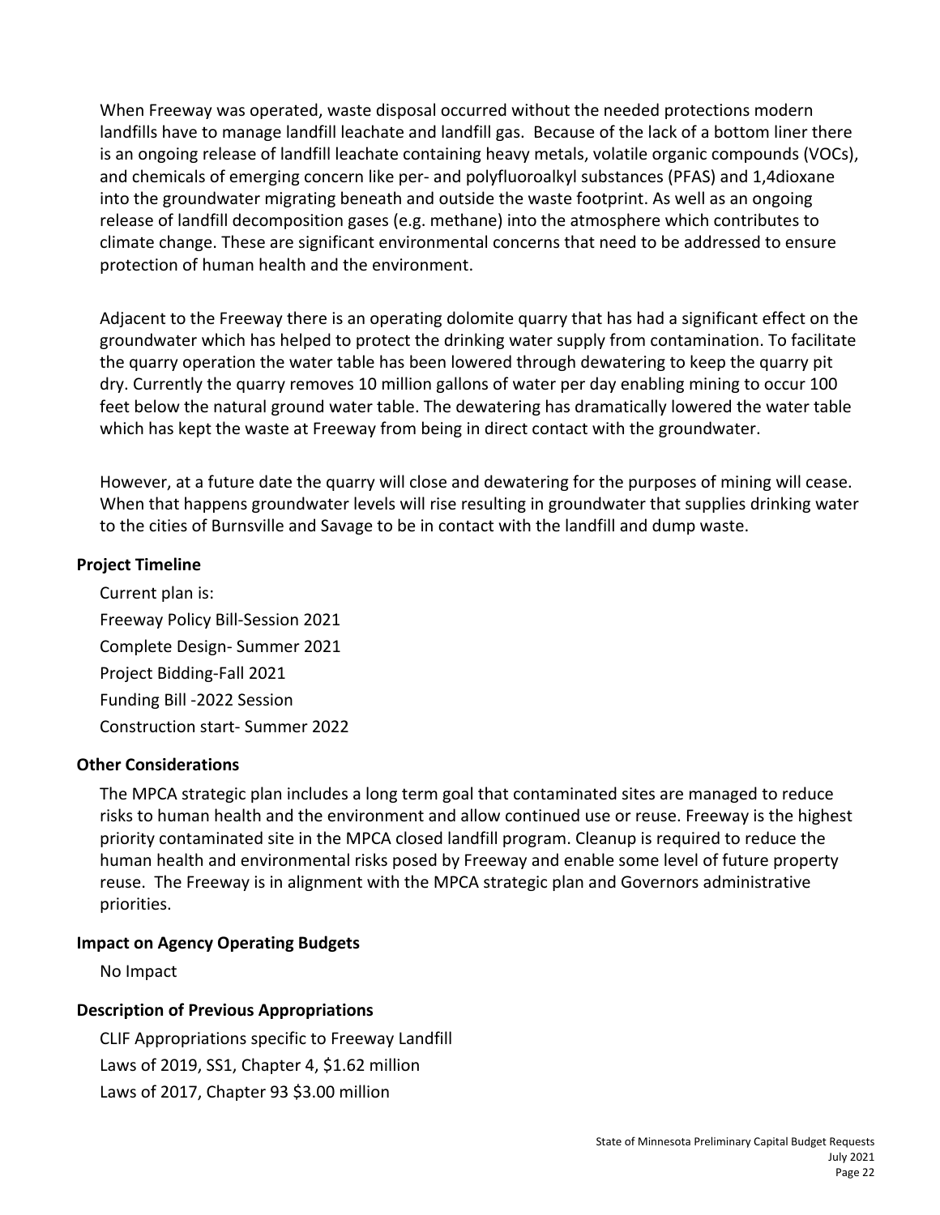When Freeway was operated, waste disposal occurred without the needed protections modern landfills have to manage landfill leachate and landfill gas. Because of the lack of a bottom liner there is an ongoing release of landfill leachate containing heavy metals, volatile organic compounds (VOCs), and chemicals of emerging concern like per- and polyfluoroalkyl substances (PFAS) and 1,4dioxane into the groundwater migrating beneath and outside the waste footprint. As well as an ongoing release of landfill decomposition gases (e.g. methane) into the atmosphere which contributes to climate change. These are significant environmental concerns that need to be addressed to ensure protection of human health and the environment.

Adjacent to the Freeway there is an operating dolomite quarry that has had a significant effect on the groundwater which has helped to protect the drinking water supply from contamination. To facilitate the quarry operation the water table has been lowered through dewatering to keep the quarry pit dry. Currently the quarry removes 10 million gallons of water per day enabling mining to occur 100 feet below the natural ground water table. The dewatering has dramatically lowered the water table which has kept the waste at Freeway from being in direct contact with the groundwater.

However, at a future date the quarry will close and dewatering for the purposes of mining will cease. When that happens groundwater levels will rise resulting in groundwater that supplies drinking water to the cities of Burnsville and Savage to be in contact with the landfill and dump waste.

**Project Timeline**

Current plan is:

Freeway Policy Bill-Session 2021

Complete Design- Summer 2021

Project Bidding-Fall 2021

Funding Bill -2022 Session

Construction start- Summer 2022

**Other Considerations**

The MPCA strategic plan includes a long term goal that contaminated sites are managed to reduce risks to human health and the environment and allow continued use or reuse. Freeway is the highest priority contaminated site in the MPCA closed landfill program. Cleanup is required to reduce the human health and environmental risks posed by Freeway and enable some level of future property reuse. The Freeway is in alignment with the MPCA strategic plan and Governors administrative priorities.

**Impact on Agency Operating Budgets**

No Impact

**Description of Previous Appropriations**

CLIF Appropriations specific to Freeway Landfill

Laws of 2019, SS1, Chapter 4, $1.62 million

Laws of 2017, Chapter 93 $3.00 million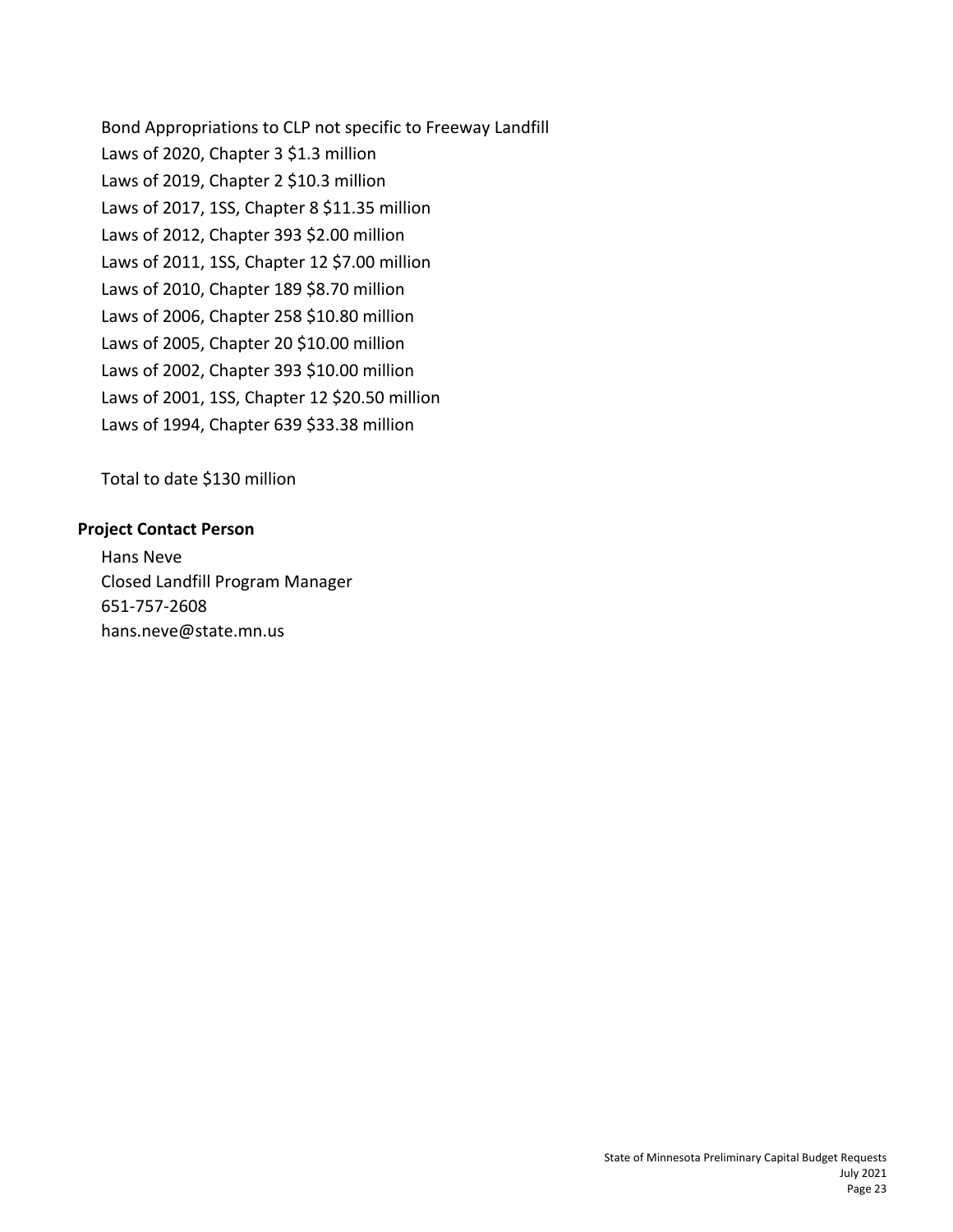Bond Appropriations to CLP not specific to Freeway Landfill

Laws of 2020, Chapter 3 $1.3 million

Laws of 2019, Chapter 2 $10.3 million

Laws of 2017, 1SS, Chapter 8 $11.35 million

Laws of 2012, Chapter 393 $2.00 million

Laws of 2011, 1SS, Chapter 12 $7.00 million

Laws of 2010, Chapter 189 $8.70 million

Laws of 2006, Chapter 258 $10.80 million

Laws of 2005, Chapter 20 $10.00 million

Laws of 2002, Chapter 393 $10.00 million

Laws of 2001, 1SS, Chapter 12 $20.50 million

Laws of 1994, Chapter 639 $33.38 million

Total to date $130 million

**Project Contact Person**

Hans Neve

Closed Landfill Program Manager

651-757-2608

hans.neve@state.mn.us